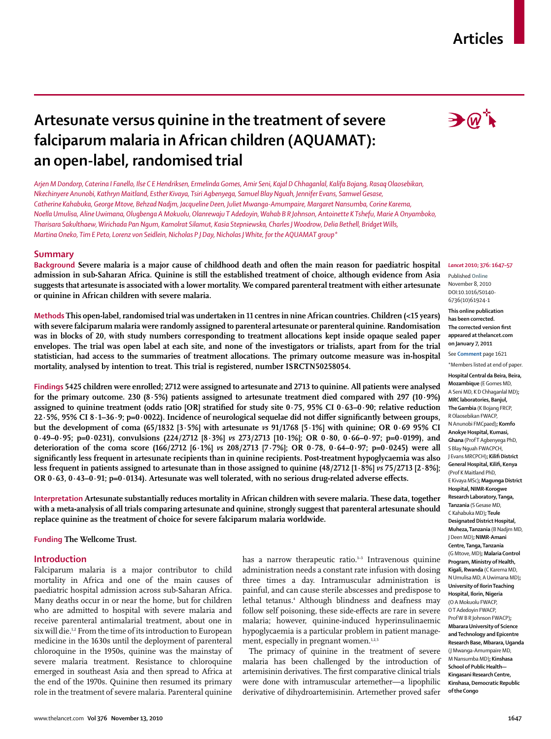# Artesunate versus quinine in the treatment of severe falciparum malaria in African children (AQUAMAT): an open-label, randomised trial

*Arjen M Dondorp, Caterina I Fanello, Ilse C E Hendriksen, Ermelinda Gomes, Amir Seni, Kajal D Chhaganlal, Kalifa Bojang, Rasaq Olaosebikan, Nkechinyere Anunobi, Kathryn Maitland, Esther Kivaya, Tsiri Agbenyega, Samuel Blay Nguah, Jennifer Evans, Samwel Gesase, Catherine Kahabuka, George Mtove, Behzad Nadjm, Jacqueline Deen, Juliet Mwanga-Amumpaire, Margaret Nansumba, Corine Karema, Noella Umulisa, Aline Uwimana, Olugbenga A Mokuolu, Olanrewaju T Adedoyin, Wahab B R Johnson, Antoinette K Tshefu, Marie A Onyamboko, Tharisara Sakulthaew, Wirichada Pan Ngum, Kamolrat Silamut, Kasia Stepniewska, Charles J Woodrow, Delia Bethell, Bridget Wills, Martina Oneko, Tim E Peto, Lorenz von Seidlein, Nicholas P J Day, Nicholas J White, for the AQUAMAT group**

## Summary

**Background** Severe malaria is a major cause of childhood death and often the main reason for paediatric hospital admission in sub-Saharan Africa. Quinine is still the established treatment of choice, although evidence from Asia suggests that artesunate is associated with a lower mortality. We compared parenteral treatment with either artesunate or quinine in African children with severe malaria.

**Methods** This open-label, randomised trial was undertaken in 11 centres in nine African countries. Children (<15 years) with severe falciparum malaria were randomly assigned to parenteral artesunate or parenteral quinine. Randomisation was in blocks of 20, with study numbers corresponding to treatment allocations kept inside opaque sealed paper envelopes. The trial was open label at each site, and none of the investigators or trialists, apart from for the trial statistician, had access to the summaries of treatment allocations. The primary outcome measure was in-hospital mortality, analysed by intention to treat. This trial is registered, number ISRCTN50258054.

**Findings** 5425 children were enrolled; 2712 were assigned to artesunate and 2713 to quinine. All patients were analysed for the primary outcome. 230 (8·5%) patients assigned to artesunate treatment died compared with 297 (10·9%) assigned to quinine treatment (odds ratio [OR] stratified for study site 0·75, 95% CI 0·63–0·90; relative reduction 22·5%, 95% CI 8·1–36·9; p=0·0022). Incidence of neurological sequelae did not differ significantly between groups, but the development of coma (65/1832 [3·5%] with artesunate *vs* 91/1768 [5·1%] with quinine; OR 0·69 95% CI 0·49–0·95; p=0·0231), convulsions (224/2712 [8·3%] *vs* 273/2713 [10·1%]; OR 0·80, 0·66–0·97; p=0·0199), and deterioration of the coma score (166/2712 [6·1%] *vs* 208/2713 [7·7%]; OR 0·78, 0·64–0·97; p=0·0245) were all significantly less frequent in artesunate recipients than in quinine recipients. Post-treatment hypoglycaemia was also less frequent in patients assigned to artesunate than in those assigned to quinine (48/2712 [1·8%] *vs* 75/2713 [2·8%]; OR 0·63, 0·43–0·91; p=0·0134). Artesunate was well tolerated, with no serious drug-related adverse effects.

**Interpretation** Artesunate substantially reduces mortality in African children with severe malaria. These data, together with a meta-analysis of all trials comparing artesunate and quinine, strongly suggest that parenteral artesunate should replace quinine as the treatment of choice for severe falciparum malaria worldwide.

**Funding** The Wellcome Trust.

*Lancet* 2010; 376: 1647–57

Published Online November 8, 2010 DOI:10.1016/S0140-6736(10)61924-1

**This online publication has been corrected. The corrected version first appeared at thelancet.com on January 7, 2011**

See **Comment** page 1621

*Members listed at end of paper.

**Hospital Central da Beira, Beira, Mozambique** (E Gomes MD, A Seni MD, K D Chhaganlal MD)**; MRC laboratories, Banjul, The Gambia** (K Bojang FRCP, R Olaosebikan FWACP, N Anunobi FMCpaed)**; Komfo Anokye Hospital, Kumasi, Ghana** (Prof T Agbenyega PhD, S Blay Nguah FWACPCH, J Evans MRCPCH)**; Kilifi District General Hospital, Kilifi, Kenya** (Prof K Maitland PhD, E Kivaya MSc)**; Magunga District Hospital, NIMR-Korogwe Research Laboratory, Tanga, Tanzania** (S Gesase MD, C Kahabuka MD)**; Teule Designated District Hospital, Muheza, Tanzania** (B Nadjm MD, J Deen MD)**; NIMR-Amani Centre, Tanga, Tanzania** (G Mtove, MD)**; Malaria Control Program, Ministry of Health, Kigali, Rwanda** (C Karema MD, N Umulisa MD, A Uwimana MD)**; University of Ilorin Teaching Hospital, Ilorin, Nigeria** (O A Mokuolu FWACP, O T Adedoyin FWACP, Prof W B R Johnson FWACP)**; Mbarara University of Science and Technology and Epicentre Research Base, Mbarara, Uganda** (J Mwanga-Amumpaire MD, M Nansumba MD)**; Kinshasa School of Public Health—Kingasani Research Centre, Kinshasa, Democratic Republic of the Congo**

## Introduction

Falciparum malaria is a major contributor to child mortality in Africa and one of the main causes of paediatric hospital admission across sub-Saharan Africa. Many deaths occur in or near the home, but for children who are admitted to hospital with severe malaria and receive parenteral antimalarial treatment, about one in six will die.[1,2] From the time of its introduction to European medicine in the 1630s until the deployment of parenteral chloroquine in the 1950s, quinine was the mainstay of severe malaria treatment. Resistance to chloroquine emerged in southeast Asia and then spread to Africa at the end of the 1970s. Quinine then resumed its primary role in the treatment of severe malaria. Parenteral quinine has a narrow therapeutic ratio.[1–3] Intravenous quinine administration needs a constant rate infusion with dosing three times a day. Intramuscular administration is painful, and can cause sterile abscesses and predispose to lethal tetanus.[4] Although blindness and deafness may follow self poisoning, these side-effects are rare in severe malaria; however, quinine-induced hyperinsulinaemic hypoglycaemia is a particular problem in patient management, especially in pregnant women.[1,2,5]

The primacy of quinine in the treatment of severe malaria has been challenged by the introduction of artemisinin derivatives. The first comparative clinical trials were done with intramuscular artemether—a lipophilic derivative of dihydroartemisinin. Artemether proved safer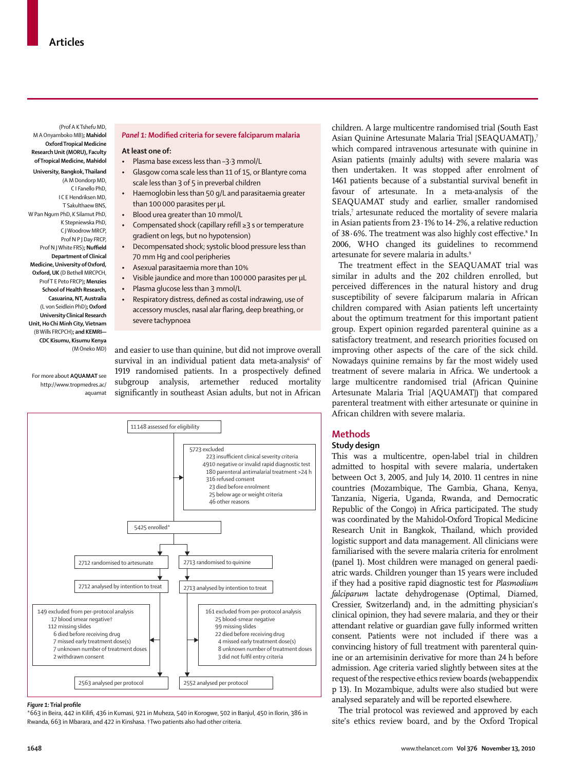(Prof A K Tshefu MD, M A Onyamboko MB); **Mahidol Oxford Tropical Medicine Research Unit (MORU), Faculty of Tropical Medicine, Mahidol University, Bangkok, Thailand** (A M Dondorp MD, C I Fanello PhD, I C E Hendriksen MD, T Sakulthaew BNS, W Pan Ngum PhD, K Silamut PhD, K Stepniewska PhD, C J Woodrow MRCP, Prof N P J Day FRCP, Prof N J White FRS); **Nuffield Department of Clinical Medicine, University of Oxford, Oxford, UK** (D Bethell MRCPCH, Prof T E Peto FRCP); **Menzies School of Health Research, Casuarina, NT, Australia** (L von Seidlein PhD); **Oxford University Clinical Research Unit, Ho Chi Minh City, Vietnam** (B Wills FRCPCH); **and KEMRI—CDC Kisumu, Kisumu Kenya** (M Oneko MD)

For more about **AQUAMAT** see http://www.tropmedres.ac/aquamat

> ***Panel 1:* Modified criteria for severe falciparum malaria**
>
> **At least one of:**
>
> - Plasma base excess less than –3·3 mmol/L
> - Glasgow coma scale less than 11 of 15, or Blantyre coma scale less than 3 of 5 in preverbal children
> - Haemoglobin less than 50 g/L and parasitaemia greater than 100 000 parasites per μL
> - Blood urea greater than 10 mmol/L
> - Compensated shock (capillary refill ≥3 s or temperature gradient on legs, but no hypotension)
> - Decompensated shock; systolic blood pressure less than 70 mm Hg and cool peripheries
> - Asexual parasitaemia more than 10%
> - Visible jaundice and more than 100 000 parasites per μL
> - Plasma glucose less than 3 mmol/L
> - Respiratory distress, defined as costal indrawing, use of accessory muscles, nasal alar flaring, deep breathing, or severe tachypnoea

and easier to use than quinine, but did not improve overall survival in an individual patient data meta-analysis[6] of 1919 randomised patients. In a prospectively defined subgroup analysis, artemether reduced mortality significantly in southeast Asian adults, but not in African children. A large multicentre randomised trial (South East Asian Quinine Artesunate Malaria Trial [SEAQUAMAT]),[7] which compared intravenous artesunate with quinine in Asian patients (mainly adults) with severe malaria was then undertaken. It was stopped after enrolment of 1461 patients because of a substantial survival benefit in favour of artesunate. In a meta-analysis of the SEAQUAMAT study and earlier, smaller randomised trials,[7] artesunate reduced the mortality of severe malaria in Asian patients from 23·1% to 14·2%, a relative reduction of 38·6%. The treatment was also highly cost effective.[8] In 2006, WHO changed its guidelines to recommend artesunate for severe malaria in adults.[9]

The treatment effect in the SEAQUAMAT trial was similar in adults and the 202 children enrolled, but perceived differences in the natural history and drug susceptibility of severe falciparum malaria in African children compared with Asian patients left uncertainty about the optimum treatment for this important patient group. Expert opinion regarded parenteral quinine as a satisfactory treatment, and research priorities focused on improving other aspects of the care of the sick child. Nowadays quinine remains by far the most widely used treatment of severe malaria in Africa. We undertook a large multicentre randomised trial (African Quinine Artesunate Malaria Trial [AQUAMAT]) that compared parenteral treatment with either artesunate or quinine in African children with severe malaria.

- 11 148 assessed for eligibility
- 5723 excluded
  - 223 insufficient clinical severity criteria
  - 4910 negative or invalid rapid diagnostic test
  - 180 parenteral antimalarial treatment >24 h
  - 316 refused consent
  - 23 died before enrolment
  - 25 below age or weight criteria
  - 46 other reasons
- 5425 enrolled*
- 2712 randomised to artesunate
  - 2712 analysed by intention to treat
  - 149 excluded from per-protocol analysis
    - 17 blood smear negative†
    - 112 missing slides
    - 6 died before receiving drug
    - 7 missed early treatment dose(s)
    - 7 unknown number of treatment doses
    - 2 withdrawn consent
  - 2563 analysed per protocol
- 2713 randomised to quinine
  - 2713 analysed by intention to treat
  - 161 excluded from per-protocol analysis
    - 25 blood-smear negative
    - 99 missing slides
    - 22 died before receiving drug
    - 4 missed early treatment dose(s)
    - 8 unknown number of treatment doses
    - 3 did not fulfil entry criteria
  - 2552 analysed per protocol

***Figure 1:* Trial profile**
*663 in Beira, 442 in Kilifi, 436 in Kumasi, 921 in Muheza, 540 in Korogwe, 502 in Banjul, 450 in Ilorin, 386 in Rwanda, 663 in Mbarara, and 422 in Kinshasa. †Two patients also had other criteria.

## Methods

### Study design

This was a multicentre, open-label trial in children admitted to hospital with severe malaria, undertaken between Oct 3, 2005, and July 14, 2010. 11 centres in nine countries (Mozambique, The Gambia, Ghana, Kenya, Tanzania, Nigeria, Uganda, Rwanda, and Democratic Republic of the Congo) in Africa participated. The study was coordinated by the Mahidol-Oxford Tropical Medicine Research Unit in Bangkok, Thailand, which provided logistic support and data management. All clinicians were familiarised with the severe malaria criteria for enrolment (panel 1). Most children were managed on general paediatric wards. Children younger than 15 years were included if they had a positive rapid diagnostic test for *Plasmodium falciparum* lactate dehydrogenase (Optimal, Diamed, Cressier, Switzerland) and, in the admitting physician's clinical opinion, they had severe malaria, and they or their attendant relative or guardian gave fully informed written consent. Patients were not included if there was a convincing history of full treatment with parenteral quinine or an artemisinin derivative for more than 24 h before admission. Age criteria varied slightly between sites at the request of the respective ethics review boards (webappendix p 13). In Mozambique, adults were also studied but were analysed separately and will be reported elsewhere.

The trial protocol was reviewed and approved by each site's ethics review board, and by the Oxford Tropical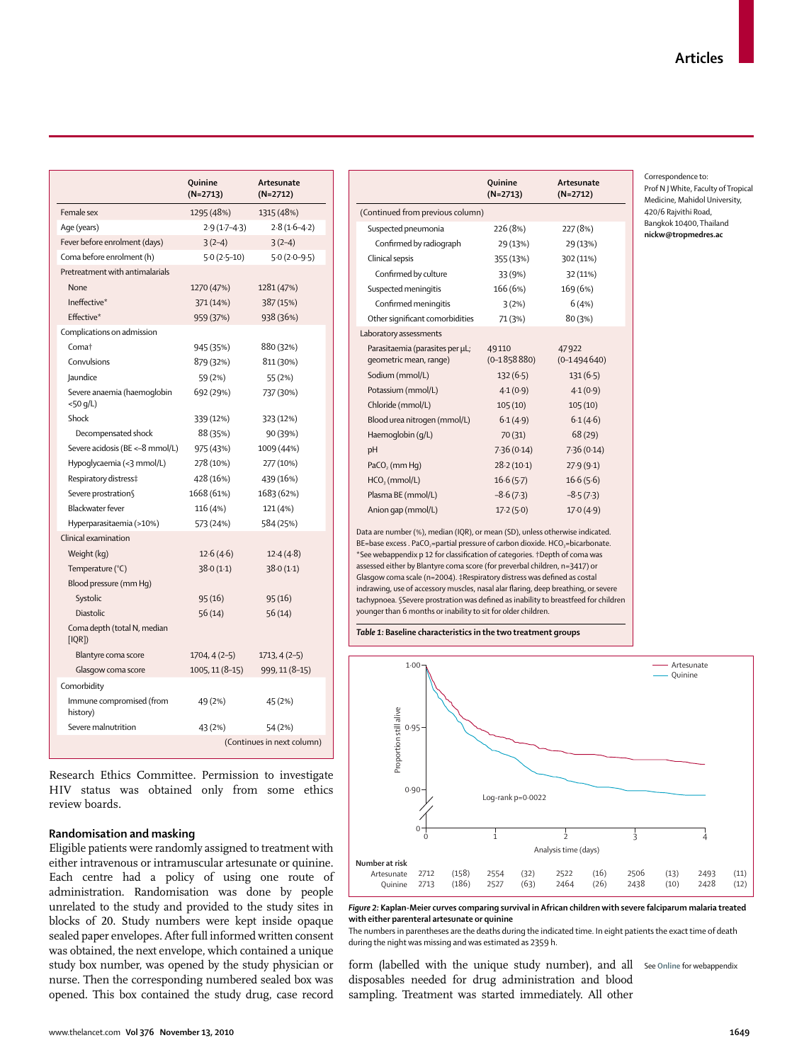| | Quinine (N=2713) | Artesunate (N=2712) |
|---|---|---|
| Female sex | 1295 (48%) | 1315 (48%) |
| Age (years) | 2·9 (1·7–4·3) | 2·8 (1·6–4·2) |
| Fever before enrolment (days) | 3 (2–4) | 3 (2–4) |
| Coma before enrolment (h) | 5·0 (2·5–10) | 5·0 (2·0–9·5) |
| Pretreatment with antimalarials | | |
| None | 1270 (47%) | 1281 (47%) |
| Ineffective* | 371 (14%) | 387 (15%) |
| Effective* | 959 (37%) | 938 (36%) |
| Complications on admission | | |
| Coma† | 945 (35%) | 880 (32%) |
| Convulsions | 879 (32%) | 811 (30%) |
| Jaundice | 59 (2%) | 55 (2%) |
| Severe anaemia (haemoglobin <50 g/L) | 692 (29%) | 737 (30%) |
| Shock | 339 (12%) | 323 (12%) |
| Decompensated shock | 88 (35%) | 90 (39%) |
| Severe acidosis (BE <–8 mmol/L) | 975 (43%) | 1009 (44%) |
| Hypoglycaemia (<3 mmol/L) | 278 (10%) | 277 (10%) |
| Respiratory distress‡ | 428 (16%) | 439 (16%) |
| Severe prostration§ | 1668 (61%) | 1683 (62%) |
| Blackwater fever | 116 (4%) | 121 (4%) |
| Hyperparasitaemia (>10%) | 573 (24%) | 584 (25%) |
| Clinical examination | | |
| Weight (kg) | 12·6 (4·6) | 12·4 (4·8) |
| Temperature (°C) | 38·0 (1·1) | 38·0 (1·1) |
| Blood pressure (mm Hg) | | |
| Systolic | 95 (16) | 95 (16) |
| Diastolic | 56 (14) | 56 (14) |
| Coma depth (total N, median [IQR]) | | |
| Blantyre coma score | 1704, 4 (2–5) | 1713, 4 (2–5) |
| Glasgow coma score | 1005, 11 (8–15) | 999, 11 (8–15) |
| Comorbidity | | |
| Immune compromised (from history) | 49 (2%) | 45 (2%) |
| Severe malnutrition | 43 (2%) | 54 (2%) |
| Suspected pneumonia | 226 (8%) | 227 (8%) |
| Confirmed by radiograph | 29 (13%) | 29 (13%) |
| Clinical sepsis | 355 (13%) | 302 (11%) |
| Confirmed by culture | 33 (9%) | 32 (11%) |
| Suspected meningitis | 166 (6%) | 169 (6%) |
| Confirmed meningitis | 3 (2%) | 6 (4%) |
| Other significant comorbidities | 71 (3%) | 80 (3%) |
| Laboratory assessments | | |
| Parasitaemia (parasites per μL; geometric mean, range) | 49 110 (0–1 858 880) | 47 922 (0–1 494 640) |
| Sodium (mmol/L) | 132 (6·5) | 131 (6·5) |
| Potassium (mmol/L) | 4·1 (0·9) | 4·1 (0·9) |
| Chloride (mmol/L) | 105 (10) | 105 (10) |
| Blood urea nitrogen (mmol/L) | 6·1 (4·9) | 6·1 (4·6) |
| Haemoglobin (g/L) | 70 (31) | 68 (29) |
| pH | 7·36 (0·14) | 7·36 (0·14) |
| $PaCO_2$ (mm Hg) | 28·2 (10·1) | 27·9 (9·1) |
| $HCO_3$ (mmol/L) | 16·6 (5·7) | 16·6 (5·6) |
| Plasma BE (mmol/L) | –8·6 (7·3) | –8·5 (7·3) |
| Anion gap (mmol/L) | 17·2 (5·0) | 17·0 (4·9) |

Data are number (%), median (IQR), or mean (SD), unless otherwise indicated. BE=base excess. $PaCO_2$=partial pressure of carbon dioxide. $HCO_3$=bicarbonate. *See webappendix p 12 for classification of categories. †Depth of coma was assessed either by Blantyre coma score (for preverbal children, n=3417) or Glasgow coma scale (n=2004). ‡Respiratory distress was defined as costal indrawing, use of accessory muscles, nasal alar flaring, deep breathing, or severe tachypnoea. §Severe prostration was defined as inability to breastfeed for children younger than 6 months or inability to sit for older children.

*Table 1:* **Baseline characteristics in the two treatment groups**

Research Ethics Committee. Permission to investigate HIV status was obtained only from some ethics review boards.

## Randomisation and masking

Eligible patients were randomly assigned to treatment with either intravenous or intramuscular artesunate or quinine. Each centre had a policy of using one route of administration. Randomisation was done by people unrelated to the study and provided to the study sites in blocks of 20. Study numbers were kept inside opaque sealed paper envelopes. After full informed written consent was obtained, the next envelope, which contained a unique study box number, was opened by the study physician or nurse. Then the corresponding numbered sealed box was opened. This box contained the study drug, case record form (labelled with the unique study number), and all disposables needed for drug administration and blood sampling. Treatment was started immediately. All other

Number at risk

| | 0 | | 1 | | 2 | | 3 | | 4 | |
|---|---|---|---|---|---|---|---|---|---|---|
| Artesunate | 2712 | (158) | 2554 | (32) | 2522 | (16) | 2506 | (13) | 2493 | (11) |
| Quinine | 2713 | (186) | 2527 | (63) | 2464 | (26) | 2438 | (10) | 2428 | (12) |

*Figure 2:* **Kaplan-Meier curves comparing survival in African children with severe falciparum malaria treated with either parenteral artesunate or quinine**

The numbers in parentheses are the deaths during the indicated time. In eight patients the exact time of death during the night was missing and was estimated as 2359 h.

Correspondence to: Prof N J White, Faculty of Tropical Medicine, Mahidol University, 420/6 Rajvithi Road, Bangkok 10400, Thailand **nickw@tropmedres.ac**

See Online for webappendix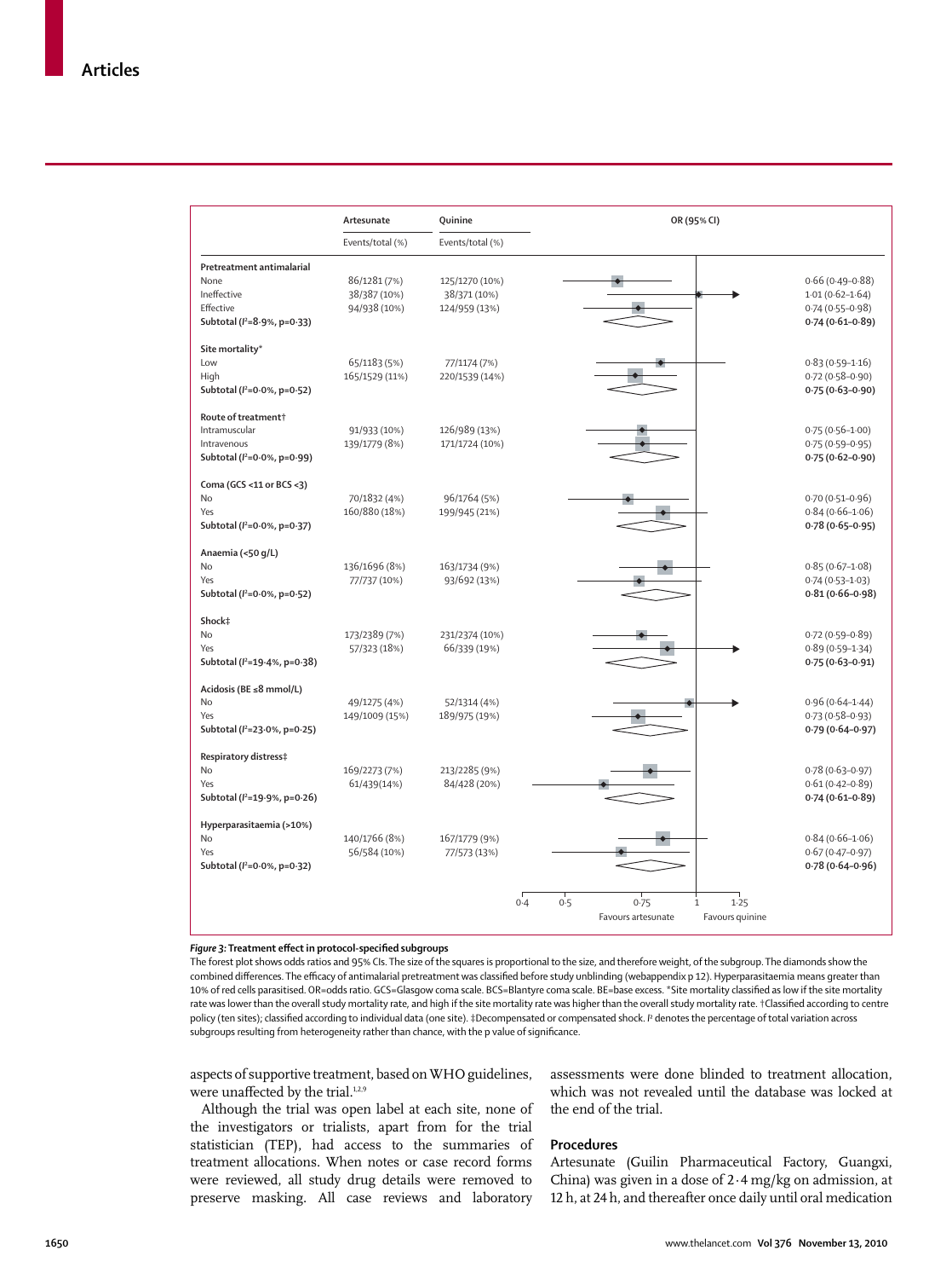| | Artesunate | Quinine | OR (95% CI) |
|---|---|---|---|
| | Events/total (%) | Events/total (%) | |
| **Pretreatment antimalarial** | | | |
| None | 86/1281 (7%) | 125/1270 (10%) | 0·66 (0·49–0·88) |
| Ineffective | 38/387 (10%) | 38/371 (10%) | 1·01 (0·62–1·64) |
| Effective | 94/938 (10%) | 124/959 (13%) | 0·74 (0·55–0·98) |
| **Subtotal ($I^2$=8·9%, p=0·33)** | | | **0·74 (0·61–0·89)** |
| **Site mortality*** | | | |
| Low | 65/1183 (5%) | 77/1174 (7%) | 0·83 (0·59–1·16) |
| High | 165/1529 (11%) | 220/1539 (14%) | 0·72 (0·58–0·90) |
| **Subtotal ($I^2$=0·0%, p=0·52)** | | | **0·75 (0·63–0·90)** |
| **Route of treatment†** | | | |
| Intramuscular | 91/933 (10%) | 126/989 (13%) | 0·75 (0·56–1·00) |
| Intravenous | 139/1779 (8%) | 171/1724 (10%) | 0·75 (0·59–0·95) |
| **Subtotal ($I^2$=0·0%, p=0·99)** | | | **0·75 (0·62–0·90)** |
| **Coma (GCS <11 or BCS <3)** | | | |
| No | 70/1832 (4%) | 96/1764 (5%) | 0·70 (0·51–0·96) |
| Yes | 160/880 (18%) | 199/945 (21%) | 0·84 (0·66–1·06) |
| **Subtotal ($I^2$=0·0%, p=0·37)** | | | **0·78 (0·65–0·95)** |
| **Anaemia (<50 g/L)** | | | |
| No | 136/1696 (8%) | 163/1734 (9%) | 0·85 (0·67–1·08) |
| Yes | 77/737 (10%) | 93/692 (13%) | 0·74 (0·53–1·03) |
| **Subtotal ($I^2$=0·0%, p=0·52)** | | | **0·81 (0·66–0·98)** |
| **Shock‡** | | | |
| No | 173/2389 (7%) | 231/2374 (10%) | 0·72 (0·59–0·89) |
| Yes | 57/323 (18%) | 66/339 (19%) | 0·89 (0·59–1·34) |
| **Subtotal ($I^2$=19·4%, p=0·38)** | | | **0·75 (0·63–0·91)** |
| **Acidosis (BE ≤8 mmol/L)** | | | |
| No | 49/1275 (4%) | 52/1314 (4%) | 0·96 (0·64–1·44) |
| Yes | 149/1009 (15%) | 189/975 (19%) | 0·73 (0·58–0·93) |
| **Subtotal ($I^2$=23·0%, p=0·25)** | | | **0·79 (0·64–0·97)** |
| **Respiratory distress‡** | | | |
| No | 169/2273 (7%) | 213/2285 (9%) | 0·78 (0·63–0·97) |
| Yes | 61/439(14%) | 84/428 (20%) | 0·61 (0·42–0·89) |
| **Subtotal ($I^2$=19·9%, p=0·26)** | | | **0·74 (0·61–0·89)** |
| **Hyperparasitaemia (>10%)** | | | |
| No | 140/1766 (8%) | 167/1779 (9%) | 0·84 (0·66–1·06) |
| Yes | 56/584 (10%) | 77/573 (13%) | 0·67 (0·47–0·97) |
| **Subtotal ($I^2$=0·0%, p=0·32)** | | | **0·78 (0·64–0·96)** |

Favours artesunate | Favours quinine

**Figure 3: Treatment effect in protocol-specified subgroups**

The forest plot shows odds ratios and 95% CIs. The size of the squares is proportional to the size, and therefore weight, of the subgroup. The diamonds show the combined differences. The efficacy of antimalarial pretreatment was classified before study unblinding (webappendix p 12). Hyperparasitaemia means greater than 10% of red cells parasitised. OR=odds ratio. GCS=Glasgow coma scale. BCS=Blantyre coma scale. BE=base excess. *Site mortality classified as low if the site mortality rate was lower than the overall study mortality rate, and high if the site mortality rate was higher than the overall study mortality rate. †Classified according to centre policy (ten sites); classified according to individual data (one site). ‡Decompensated or compensated shock. $I^2$ denotes the percentage of total variation across subgroups resulting from heterogeneity rather than chance, with the p value of significance.

aspects of supportive treatment, based on WHO guidelines, were unaffected by the trial.[1,2,9]

Although the trial was open label at each site, none of the investigators or trialists, apart from for the trial statistician (TEP), had access to the summaries of treatment allocations. When notes or case record forms were reviewed, all study drug details were removed to preserve masking. All case reviews and laboratory assessments were done blinded to treatment allocation, which was not revealed until the database was locked at the end of the trial.

## Procedures

Artesunate (Guilin Pharmaceutical Factory, Guangxi, China) was given in a dose of 2·4 mg/kg on admission, at 12 h, at 24 h, and thereafter once daily until oral medication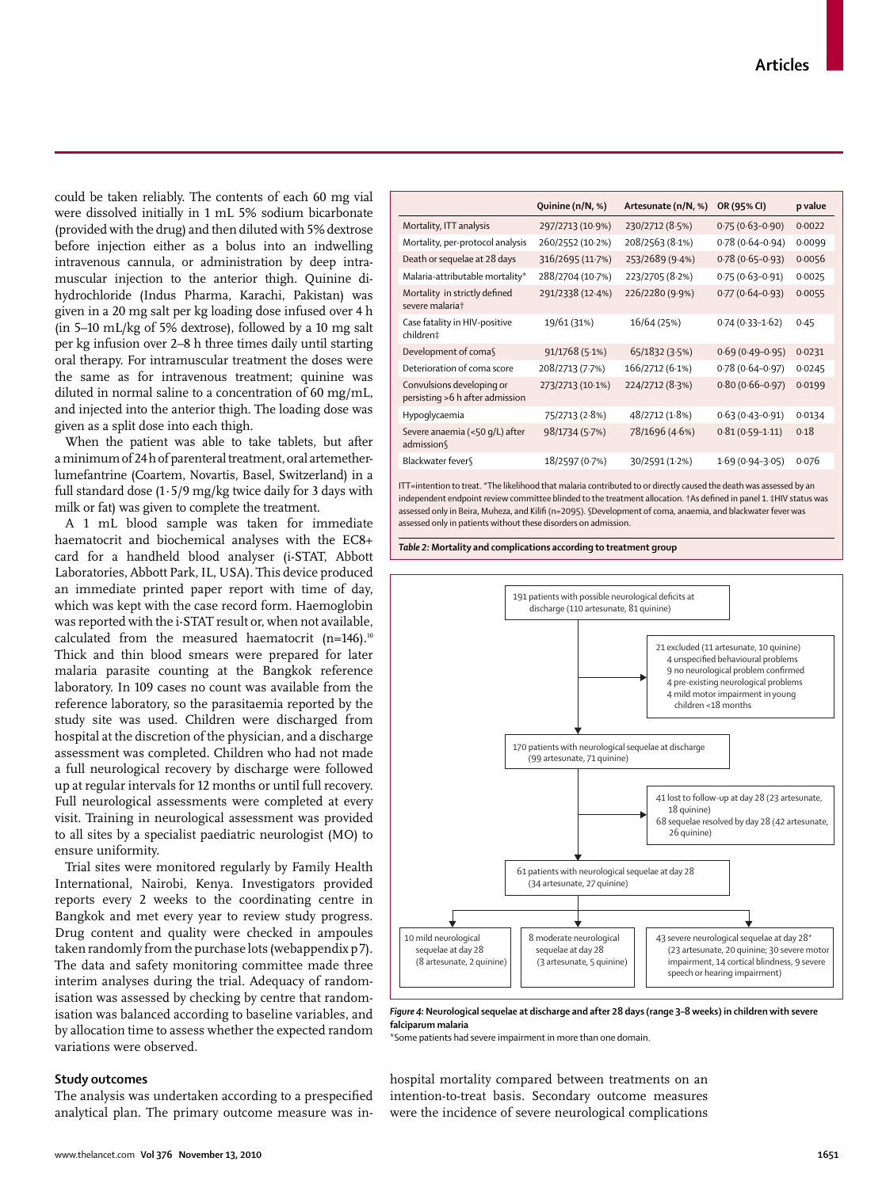could be taken reliably. The contents of each 60 mg vial were dissolved initially in 1 mL 5% sodium bicarbonate (provided with the drug) and then diluted with 5% dextrose before injection either as a bolus into an indwelling intravenous cannula, or administration by deep intramuscular injection to the anterior thigh. Quinine dihydrochloride (Indus Pharma, Karachi, Pakistan) was given in a 20 mg salt per kg loading dose infused over 4 h (in 5–10 mL/kg of 5% dextrose), followed by a 10 mg salt per kg infusion over 2–8 h three times daily until starting oral therapy. For intramuscular treatment the doses were the same as for intravenous treatment; quinine was diluted in normal saline to a concentration of 60 mg/mL, and injected into the anterior thigh. The loading dose was given as a split dose into each thigh.

When the patient was able to take tablets, but after a minimum of 24 h of parenteral treatment, oral artemether-lumefantrine (Coartem, Novartis, Basel, Switzerland) in a full standard dose (1·5/9 mg/kg twice daily for 3 days with milk or fat) was given to complete the treatment.

A 1 mL blood sample was taken for immediate haematocrit and biochemical analyses with the EC8+ card for a handheld blood analyser (i-STAT, Abbott Laboratories, Abbott Park, IL, USA). This device produced an immediate printed paper report with time of day, which was kept with the case record form. Haemoglobin was reported with the i-STAT result or, when not available, calculated from the measured haematocrit (n=146).[10] Thick and thin blood smears were prepared for later malaria parasite counting at the Bangkok reference laboratory. In 109 cases no count was available from the reference laboratory, so the parasitaemia reported by the study site was used. Children were discharged from hospital at the discretion of the physician, and a discharge assessment was completed. Children who had not made a full neurological recovery by discharge were followed up at regular intervals for 12 months or until full recovery. Full neurological assessments were completed at every visit. Training in neurological assessment was provided to all sites by a specialist paediatric neurologist (MO) to ensure uniformity.

Trial sites were monitored regularly by Family Health International, Nairobi, Kenya. Investigators provided reports every 2 weeks to the coordinating centre in Bangkok and met every year to review study progress. Drug content and quality were checked in ampoules taken randomly from the purchase lots (webappendix p 7). The data and safety monitoring committee made three interim analyses during the trial. Adequacy of randomisation was assessed by checking by centre that randomisation was balanced according to baseline variables, and by allocation time to assess whether the expected random variations were observed.

## Study outcomes

The analysis was undertaken according to a prespecified analytical plan. The primary outcome measure was in-hospital mortality compared between treatments on an intention-to-treat basis. Secondary outcome measures were the incidence of severe neurological complications

| | Quinine (n/N, %) | Artesunate (n/N, %) | OR (95% CI) | p value |
|---|---|---|---|---|
| Mortality, ITT analysis | 297/2713 (10·9%) | 230/2712 (8·5%) | 0·75 (0·63–0·90) | 0·0022 |
| Mortality, per-protocol analysis | 260/2552 (10·2%) | 208/2563 (8·1%) | 0·78 (0·64–0·94) | 0·0099 |
| Death or sequelae at 28 days | 316/2695 (11·7%) | 253/2689 (9·4%) | 0·78 (0·65–0·93) | 0·0056 |
| Malaria-attributable mortality* | 288/2704 (10·7%) | 223/2705 (8·2%) | 0·75 (0·63–0·91) | 0·0025 |
| Mortality in strictly defined severe malaria† | 291/2338 (12·4%) | 226/2280 (9·9%) | 0·77 (0·64–0·93) | 0·0055 |
| Case fatality in HIV-positive children‡ | 19/61 (31%) | 16/64 (25%) | 0·74 (0·33–1·62) | 0·45 |
| Development of coma§ | 91/1768 (5·1%) | 65/1832 (3·5%) | 0·69 (0·49–0·95) | 0·0231 |
| Deterioration of coma score | 208/2713 (7·7%) | 166/2712 (6·1%) | 0·78 (0·64–0·97) | 0·0245 |
| Convulsions developing or persisting >6 h after admission | 273/2713 (10·1%) | 224/2712 (8·3%) | 0·80 (0·66–0·97) | 0·0199 |
| Hypoglycaemia | 75/2713 (2·8%) | 48/2712 (1·8%) | 0·63 (0·43–0·91) | 0·0134 |
| Severe anaemia (<50 g/L) after admission§ | 98/1734 (5·7%) | 78/1696 (4·6%) | 0·81 (0·59–1·11) | 0·18 |
| Blackwater fever§ | 18/2597 (0·7%) | 30/2591 (1·2%) | 1·69 (0·94–3·05) | 0·076 |

ITT=intention to treat. *The likelihood that malaria contributed to or directly caused the death was assessed by an independent endpoint review committee blinded to the treatment allocation. †As defined in panel 1. ‡HIV status was assessed only in Beira, Muheza, and Kilifi (n=2095). §Development of coma, anaemia, and blackwater fever was assessed only in patients without these disorders on admission.

*Table 2:* **Mortality and complications according to treatment group**

191 patients with possible neurological deficits at discharge (110 artesunate, 81 quinine)

→ 21 excluded (11 artesunate, 10 quinine)
- 4 unspecified behavioural problems
- 9 no neurological problem confirmed
- 4 pre-existing neurological problems
- 4 mild motor impairment in young children <18 months

170 patients with neurological sequelae at discharge (99 artesunate, 71 quinine)

→ 41 lost to follow-up at day 28 (23 artesunate, 18 quinine)
→ 68 sequelae resolved by day 28 (42 artesunate, 26 quinine)

61 patients with neurological sequelae at day 28 (34 artesunate, 27 quinine)

- 10 mild neurological sequelae at day 28 (8 artesunate, 2 quinine)
- 8 moderate neurological sequelae at day 28 (3 artesunate, 5 quinine)
- 43 severe neurological sequelae at day 28* (23 artesunate, 20 quinine; 30 severe motor impairment, 14 cortical blindness, 9 severe speech or hearing impairment)

*Figure 4:* **Neurological sequelae at discharge and after 28 days (range 3–8 weeks) in children with severe falciparum malaria**

*Some patients had severe impairment in more than one domain.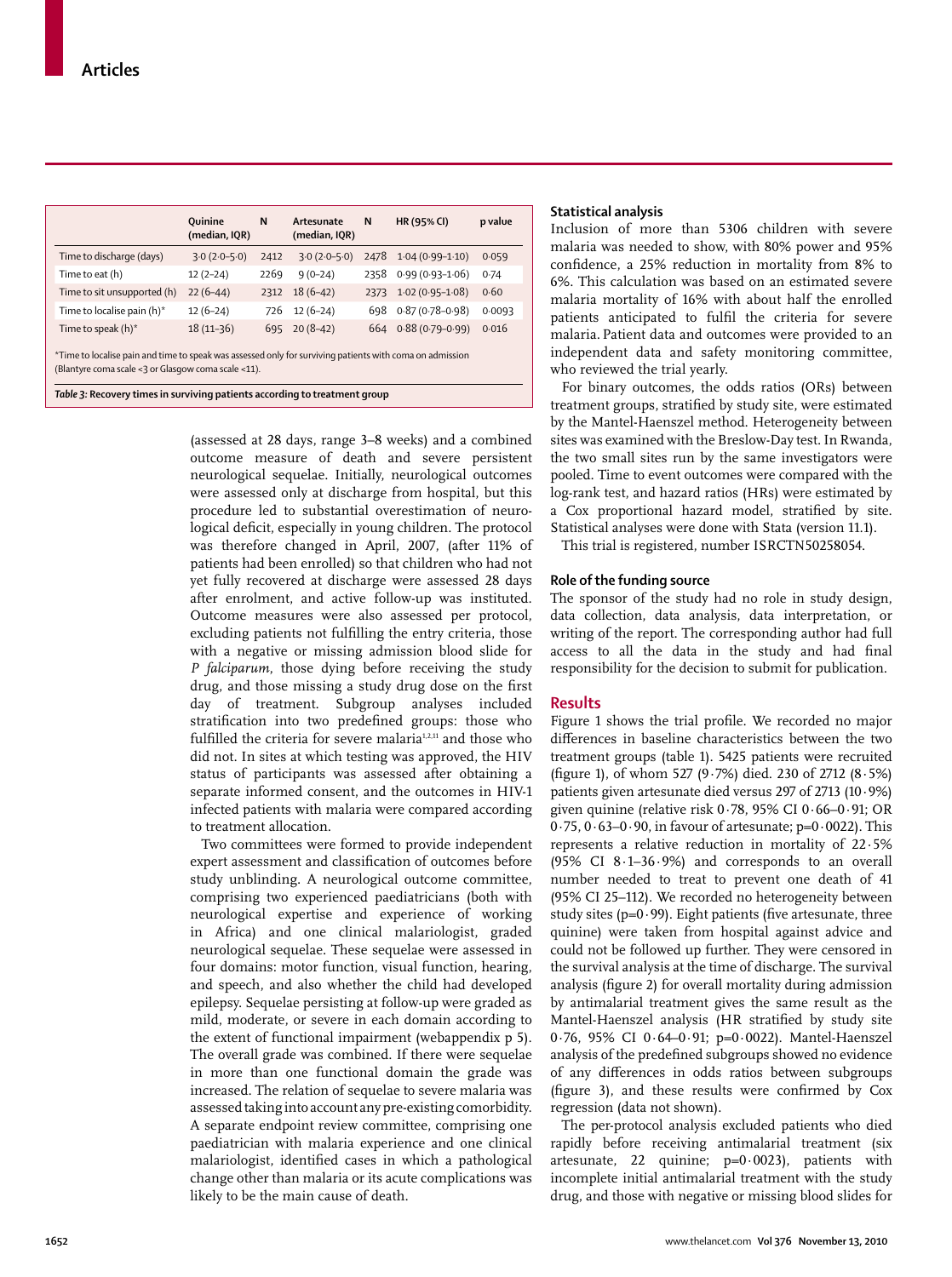|  | Quinine (median, IQR) | N | Artesunate (median, IQR) | N | HR (95% CI) | p value |
| --- | --- | --- | --- | --- | --- | --- |
| Time to discharge (days) | 3·0 (2·0–5·0) | 2412 | 3·0 (2·0–5·0) | 2478 | 1·04 (0·99–1·10) | 0·059 |
| Time to eat (h) | 12 (2–24) | 2269 | 9 (0–24) | 2358 | 0·99 (0·93–1·06) | 0·74 |
| Time to sit unsupported (h) | 22 (6–44) | 2312 | 18 (6–42) | 2373 | 1·02 (0·95–1·08) | 0·60 |
| Time to localise pain (h)* | 12 (6–24) | 726 | 12 (6–24) | 698 | 0·87 (0·78–0·98) | 0·0093 |
| Time to speak (h)* | 18 (11–36) | 695 | 20 (8–42) | 664 | 0·88 (0·79–0·99) | 0·016 |

*Time to localise pain and time to speak was assessed only for surviving patients with coma on admission (Blantyre coma scale <3 or Glasgow coma scale <11).

**Table 3: Recovery times in surviving patients according to treatment group**

(assessed at 28 days, range 3–8 weeks) and a combined outcome measure of death and severe persistent neurological sequelae. Initially, neurological outcomes were assessed only at discharge from hospital, but this procedure led to substantial overestimation of neurological deficit, especially in young children. The protocol was therefore changed in April, 2007, (after 11% of patients had been enrolled) so that children who had not yet fully recovered at discharge were assessed 28 days after enrolment, and active follow-up was instituted. Outcome measures were also assessed per protocol, excluding patients not fulfilling the entry criteria, those with a negative or missing admission blood slide for *P falciparum*, those dying before receiving the study drug, and those missing a study drug dose on the first day of treatment. Subgroup analyses included stratification into two predefined groups: those who fulfilled the criteria for severe malaria[1,2,11] and those who did not. In sites at which testing was approved, the HIV status of participants was assessed after obtaining a separate informed consent, and the outcomes in HIV-1 infected patients with malaria were compared according to treatment allocation.

Two committees were formed to provide independent expert assessment and classification of outcomes before study unblinding. A neurological outcome committee, comprising two experienced paediatricians (both with neurological expertise and experience of working in Africa) and one clinical malariologist, graded neurological sequelae. These sequelae were assessed in four domains: motor function, visual function, hearing, and speech, and also whether the child had developed epilepsy. Sequelae persisting at follow-up were graded as mild, moderate, or severe in each domain according to the extent of functional impairment (webappendix p 5). The overall grade was combined. If there were sequelae in more than one functional domain the grade was increased. The relation of sequelae to severe malaria was assessed taking into account any pre-existing comorbidity. A separate endpoint review committee, comprising one paediatrician with malaria experience and one clinical malariologist, identified cases in which a pathological change other than malaria or its acute complications was likely to be the main cause of death.

### Statistical analysis

Inclusion of more than 5306 children with severe malaria was needed to show, with 80% power and 95% confidence, a 25% reduction in mortality from 8% to 6%. This calculation was based on an estimated severe malaria mortality of 16% with about half the enrolled patients anticipated to fulfil the criteria for severe malaria. Patient data and outcomes were provided to an independent data and safety monitoring committee, who reviewed the trial yearly.

For binary outcomes, the odds ratios (ORs) between treatment groups, stratified by study site, were estimated by the Mantel-Haenszel method. Heterogeneity between sites was examined with the Breslow-Day test. In Rwanda, the two small sites run by the same investigators were pooled. Time to event outcomes were compared with the log-rank test, and hazard ratios (HRs) were estimated by a Cox proportional hazard model, stratified by site. Statistical analyses were done with Stata (version 11.1).

This trial is registered, number ISRCTN50258054.

### Role of the funding source

The sponsor of the study had no role in study design, data collection, data analysis, data interpretation, or writing of the report. The corresponding author had full access to all the data in the study and had final responsibility for the decision to submit for publication.

## Results

Figure 1 shows the trial profile. We recorded no major differences in baseline characteristics between the two treatment groups (table 1). 5425 patients were recruited (figure 1), of whom 527 (9·7%) died. 230 of 2712 (8·5%) patients given artesunate died versus 297 of 2713 (10·9%) given quinine (relative risk 0·78, 95% CI 0·66–0·91; OR 0·75, 0·63–0·90, in favour of artesunate; p=0·0022). This represents a relative reduction in mortality of 22·5% (95% CI 8·1–36·9%) and corresponds to an overall number needed to treat to prevent one death of 41 (95% CI 25–112). We recorded no heterogeneity between study sites (p=0·99). Eight patients (five artesunate, three quinine) were taken from hospital against advice and could not be followed up further. They were censored in the survival analysis at the time of discharge. The survival analysis (figure 2) for overall mortality during admission by antimalarial treatment gives the same result as the Mantel-Haenszel analysis (HR stratified by study site 0·76, 95% CI 0·64–0·91; p=0·0022). Mantel-Haenszel analysis of the predefined subgroups showed no evidence of any differences in odds ratios between subgroups (figure 3), and these results were confirmed by Cox regression (data not shown).

The per-protocol analysis excluded patients who died rapidly before receiving antimalarial treatment (six artesunate, 22 quinine; p=0·0023), patients with incomplete initial antimalarial treatment with the study drug, and those with negative or missing blood slides for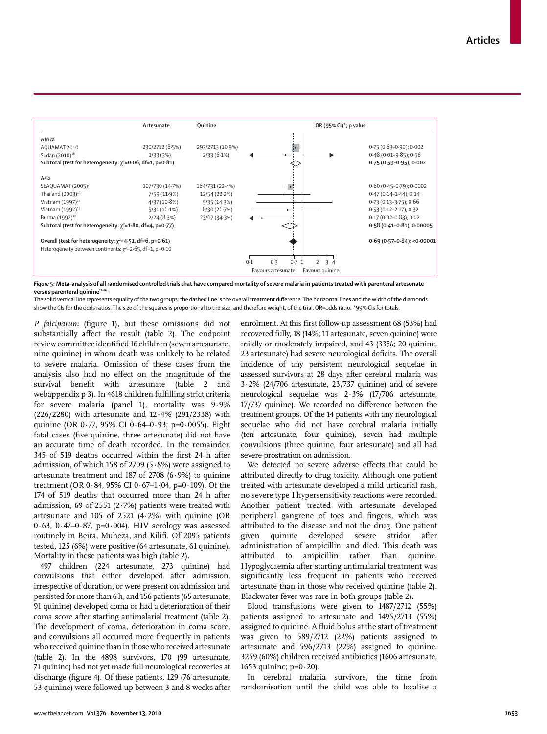| | Artesunate | Quinine | OR (95% CI)*; p value |
|---|---|---|---|
| **Africa** | | | |
| AQUAMAT 2010 | 230/2712 (8·5%) | 297/2713 (10·9%) | 0·75 (0·63–0·90); 0·002 |
| Sudan (2010)[16] | 1/33 (3%) | 2/33 (6·1%) | 0·48 (0·01–9·85); 0·56 |
| Subtotal (test for heterogeneity: $\chi^2$=0·06, df=1, p=0·81) | | | **0·75 (0·59–0·95); 0·002** |
| **Asia** | | | |
| SEAQUAMAT (2005)[7] | 107/730 (14·7%) | 164/731 (22·4%) | 0·60 (0·45–0·79); 0·0002 |
| Thailand (2003)[15] | 7/59 (11·9%) | 12/54 (22·2%) | 0·47 (0·14–1·44); 0·14 |
| Vietnam (1997)[14] | 4/37 (10·8%) | 5/35 (14·3%) | 0·73 (0·13–3·75); 0·66 |
| Vietnam (1992)[13] | 5/31 (16·1%) | 8/30 (26·7%) | 0·53 (0·12–2·17); 0·32 |
| Burma (1992)[12] | 2/24 (8·3%) | 23/67 (34·3%) | 0·17 (0·02–0·83); 0·02 |
| Subtotal (test for heterogeneity: $\chi^2$=1·80, df=4, p=0·77) | | | **0·58 (0·41–0·81); 0·00005** |
| Overall (test for heterogeneity: $\chi^2$=4·51, df=6, p=0·61) | | | **0·69 (0·57–0·84); <0·00001** |
| Heterogeneity between continents: $\chi^2$=2·65, df=1, p=0·10 | | | |

**Figure 5: Meta-analysis of all randomised controlled trials that have compared mortality of severe malaria in patients treated with parenteral artesunate versus parenteral quinine[12–16]**

The solid vertical line represents equality of the two groups; the dashed line is the overall treatment difference. The horizontal lines and the width of the diamonds show the CIs for the odds ratios. The size of the squares is proportional to the size, and therefore weight, of the trial. OR=odds ratio. *99% CIs for totals.

*P falciparum* (figure 1), but these omissions did not substantially affect the result (table 2). The endpoint review committee identified 16 children (seven artesunate, nine quinine) in whom death was unlikely to be related to severe malaria. Omission of these cases from the analysis also had no effect on the magnitude of the survival benefit with artesunate (table 2 and webappendix p 3). In 4618 children fulfilling strict criteria for severe malaria (panel 1), mortality was 9·9% (226/2280) with artesunate and 12·4% (291/2338) with quinine (OR 0·77, 95% CI 0·64–0·93; p=0·0055). Eight fatal cases (five quinine, three artesunate) did not have an accurate time of death recorded. In the remainder, 345 of 519 deaths occurred within the first 24 h after admission, of which 158 of 2709 (5·8%) were assigned to artesunate treatment and 187 of 2708 (6·9%) to quinine treatment (OR 0·84, 95% CI 0·67–1·04, p=0·109). Of the 174 of 519 deaths that occurred more than 24 h after admission, 69 of 2551 (2·7%) patients were treated with artesunate and 105 of 2521 (4·2%) with quinine (OR 0·63, 0·47–0·87, p=0·004). HIV serology was assessed routinely in Beira, Muheza, and Kilifi. Of 2095 patients tested, 125 (6%) were positive (64 artesunate, 61 quinine). Mortality in these patients was high (table 2).

497 children (224 artesunate, 273 quinine) had convulsions that either developed after admission, irrespective of duration, or were present on admission and persisted for more than 6 h, and 156 patients (65 artesunate, 91 quinine) developed coma or had a deterioration of their coma score after starting antimalarial treatment (table 2). The development of coma, deterioration in coma score, and convulsions all occurred more frequently in patients who received quinine than in those who received artesunate (table 2). In the 4898 survivors, 170 (99 artesunate, 71 quinine) had not yet made full neurological recoveries at discharge (figure 4). Of these patients, 129 (76 artesunate, 53 quinine) were followed up between 3 and 8 weeks after enrolment. At this first follow-up assessment 68 (53%) had recovered fully, 18 (14%; 11 artesunate, seven quinine) were mildly or moderately impaired, and 43 (33%; 20 quinine, 23 artesunate) had severe neurological deficits. The overall incidence of any persistent neurological sequelae in assessed survivors at 28 days after cerebral malaria was 3·2% (24/706 artesunate, 23/737 quinine) and of severe neurological sequelae was 2·3% (17/706 artesunate, 17/737 quinine). We recorded no difference between the treatment groups. Of the 14 patients with any neurological sequelae who did not have cerebral malaria initially (ten artesunate, four quinine), seven had multiple convulsions (three quinine, four artesunate) and all had severe prostration on admission.

We detected no severe adverse effects that could be attributed directly to drug toxicity. Although one patient treated with artesunate developed a mild urticarial rash, no severe type 1 hypersensitivity reactions were recorded. Another patient treated with artesunate developed peripheral gangrene of toes and fingers, which was attributed to the disease and not the drug. One patient given quinine developed severe stridor after administration of ampicillin, and died. This death was attributed to ampicillin rather than quinine. Hypoglycaemia after starting antimalarial treatment was significantly less frequent in patients who received artesunate than in those who received quinine (table 2). Blackwater fever was rare in both groups (table 2).

Blood transfusions were given to 1487/2712 (55%) patients assigned to artesunate and 1495/2713 (55%) assigned to quinine. A fluid bolus at the start of treatment was given to 589/2712 (22%) patients assigned to artesunate and 596/2713 (22%) assigned to quinine. 3259 (60%) children received antibiotics (1606 artesunate, 1653 quinine; p=0·20).

In cerebral malaria survivors, the time from randomisation until the child was able to localise a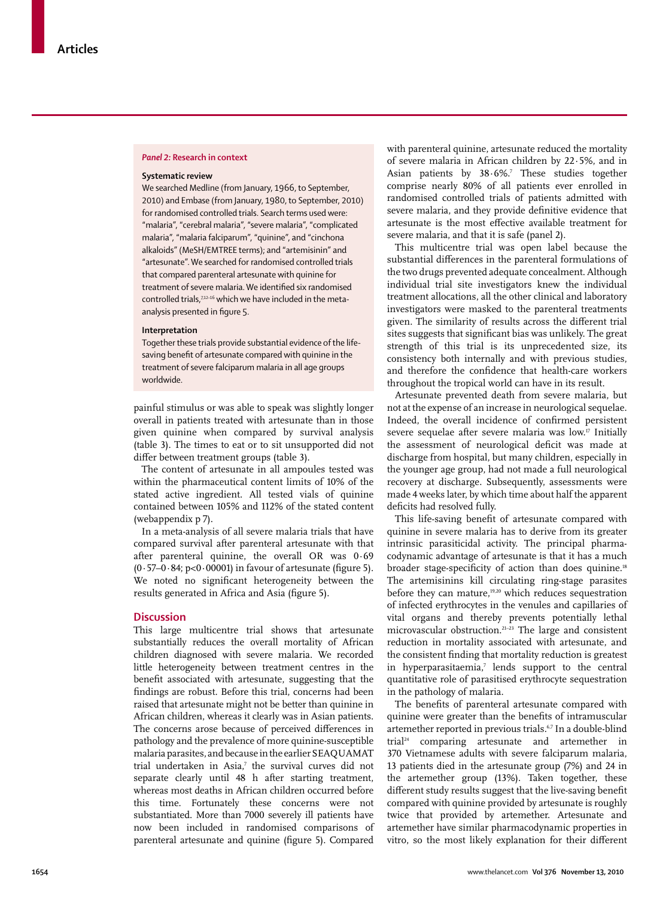> ***Panel 2:* Research in context**
>
> **Systematic review**
>
> We searched Medline (from January, 1966, to September, 2010) and Embase (from January, 1980, to September, 2010) for randomised controlled trials. Search terms used were: "malaria", "cerebral malaria", "severe malaria", "complicated malaria", "malaria falciparum", "quinine", and "cinchona alkaloids" (MeSH/EMTREE terms); and "artemisinin" and "artesunate". We searched for randomised controlled trials that compared parenteral artesunate with quinine for treatment of severe malaria. We identified six randomised controlled trials,[7,12–16] which we have included in the meta-analysis presented in figure 5.
>
> **Interpretation**
>
> Together these trials provide substantial evidence of the life-saving benefit of artesunate compared with quinine in the treatment of severe falciparum malaria in all age groups worldwide.

painful stimulus or was able to speak was slightly longer overall in patients treated with artesunate than in those given quinine when compared by survival analysis (table 3). The times to eat or to sit unsupported did not differ between treatment groups (table 3).

The content of artesunate in all ampoules tested was within the pharmaceutical content limits of 10% of the stated active ingredient. All tested vials of quinine contained between 105% and 112% of the stated content (webappendix p 7).

In a meta-analysis of all severe malaria trials that have compared survival after parenteral artesunate with that after parenteral quinine, the overall OR was 0·69 (0·57–0·84; p<0·00001) in favour of artesunate (figure 5). We noted no significant heterogeneity between the results generated in Africa and Asia (figure 5).

## Discussion

This large multicentre trial shows that artesunate substantially reduces the overall mortality of African children diagnosed with severe malaria. We recorded little heterogeneity between treatment centres in the benefit associated with artesunate, suggesting that the findings are robust. Before this trial, concerns had been raised that artesunate might not be better than quinine in African children, whereas it clearly was in Asian patients. The concerns arose because of perceived differences in pathology and the prevalence of more quinine-susceptible malaria parasites, and because in the earlier SEAQUAMAT trial undertaken in Asia,[7] the survival curves did not separate clearly until 48 h after starting treatment, whereas most deaths in African children occurred before this time. Fortunately these concerns were not substantiated. More than 7000 severely ill patients have now been included in randomised comparisons of parenteral artesunate and quinine (figure 5). Compared with parenteral quinine, artesunate reduced the mortality of severe malaria in African children by 22·5%, and in Asian patients by 38·6%.[7] These studies together comprise nearly 80% of all patients ever enrolled in randomised controlled trials of patients admitted with severe malaria, and they provide definitive evidence that artesunate is the most effective available treatment for severe malaria, and that it is safe (panel 2).

This multicentre trial was open label because the substantial differences in the parenteral formulations of the two drugs prevented adequate concealment. Although individual trial site investigators knew the individual treatment allocations, all the other clinical and laboratory investigators were masked to the parenteral treatments given. The similarity of results across the different trial sites suggests that significant bias was unlikely. The great strength of this trial is its unprecedented size, its consistency both internally and with previous studies, and therefore the confidence that health-care workers throughout the tropical world can have in its result.

Artesunate prevented death from severe malaria, but not at the expense of an increase in neurological sequelae. Indeed, the overall incidence of confirmed persistent severe sequelae after severe malaria was low.[17] Initially the assessment of neurological deficit was made at discharge from hospital, but many children, especially in the younger age group, had not made a full neurological recovery at discharge. Subsequently, assessments were made 4 weeks later, by which time about half the apparent deficits had resolved fully.

This life-saving benefit of artesunate compared with quinine in severe malaria has to derive from its greater intrinsic parasiticidal activity. The principal pharmacodynamic advantage of artesunate is that it has a much broader stage-specificity of action than does quinine.[18] The artemisinins kill circulating ring-stage parasites before they can mature,[19,20] which reduces sequestration of infected erythrocytes in the venules and capillaries of vital organs and thereby prevents potentially lethal microvascular obstruction.[21–23] The large and consistent reduction in mortality associated with artesunate, and the consistent finding that mortality reduction is greatest in hyperparasitaemia,[7] lends support to the central quantitative role of parasitised erythrocyte sequestration in the pathology of malaria.

The benefits of parenteral artesunate compared with quinine were greater than the benefits of intramuscular artemether reported in previous trials.[6,7] In a double-blind trial[24] comparing artesunate and artemether in 370 Vietnamese adults with severe falciparum malaria, 13 patients died in the artesunate group (7%) and 24 in the artemether group (13%). Taken together, these different study results suggest that the live-saving benefit compared with quinine provided by artesunate is roughly twice that provided by artemether. Artesunate and artemether have similar pharmacodynamic properties in vitro, so the most likely explanation for their different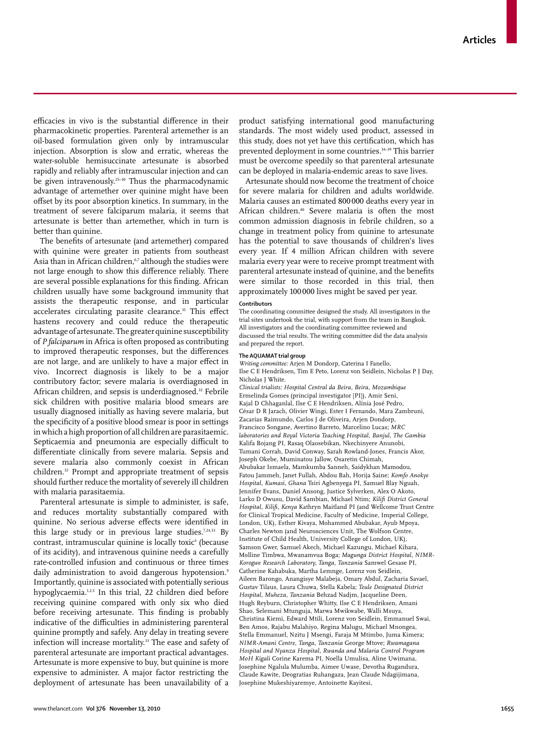efficacies in vivo is the substantial difference in their pharmacokinetic properties. Parenteral artemether is an oil-based formulation given only by intramuscular injection. Absorption is slow and erratic, whereas the water-soluble hemisuccinate artesunate is absorbed rapidly and reliably after intramuscular injection and can be given intravenously.[25–30] Thus the pharmacodynamic advantage of artemether over quinine might have been offset by its poor absorption kinetics. In summary, in the treatment of severe falciparum malaria, it seems that artesunate is better than artemether, which in turn is better than quinine.

The benefits of artesunate (and artemether) compared with quinine were greater in patients from southeast Asia than in African children,[6,7] although the studies were not large enough to show this difference reliably. There are several possible explanations for this finding. African children usually have some background immunity that assists the therapeutic response, and in particular accelerates circulating parasite clearance.[31] This effect hastens recovery and could reduce the therapeutic advantage of artesunate. The greater quinine susceptibility of *P falciparum* in Africa is often proposed as contributing to improved therapeutic responses, but the differences are not large, and are unlikely to have a major effect in vivo. Incorrect diagnosis is likely to be a major contributory factor; severe malaria is overdiagnosed in African children, and sepsis is underdiagnosed.[32] Febrile sick children with positive malaria blood smears are usually diagnosed initially as having severe malaria, but the specificity of a positive blood smear is poor in settings in which a high proportion of all children are parasitaemic. Septicaemia and pneumonia are especially difficult to differentiate clinically from severe malaria. Sepsis and severe malaria also commonly coexist in African children.[32] Prompt and appropriate treatment of sepsis should further reduce the mortality of severely ill children with malaria parasitaemia.

Parenteral artesunate is simple to administer, is safe, and reduces mortality substantially compared with quinine. No serious adverse effects were identified in this large study or in previous large studies.[7,24,33] By contrast, intramuscular quinine is locally toxic[4] (because of its acidity), and intravenous quinine needs a carefully rate-controlled infusion and continuous or three times daily administration to avoid dangerous hypotension.[9] Importantly, quinine is associated with potentially serious hypoglycaemia.[1,2,5] In this trial, 22 children died before receiving quinine compared with only six who died before receiving artesunate. This finding is probably indicative of the difficulties in administering parenteral quinine promptly and safely. Any delay in treating severe infection will increase mortality.[33] The ease and safety of parenteral artesunate are important practical advantages. Artesunate is more expensive to buy, but quinine is more expensive to administer. A major factor restricting the deployment of artesunate has been unavailability of a product satisfying international good manufacturing standards. The most widely used product, assessed in this study, does not yet have this certification, which has prevented deployment in some countries.[34–39] This barrier must be overcome speedily so that parenteral artesunate can be deployed in malaria-endemic areas to save lives.

Artesunate should now become the treatment of choice for severe malaria for children and adults worldwide. Malaria causes an estimated 800 000 deaths every year in African children.[40] Severe malaria is often the most common admission diagnosis in febrile children, so a change in treatment policy from quinine to artesunate has the potential to save thousands of children's lives every year. If 4 million African children with severe malaria every year were to receive prompt treatment with parenteral artesunate instead of quinine, and the benefits were similar to those recorded in this trial, then approximately 100 000 lives might be saved per year.

#### Contributors

The coordinating committee designed the study. All investigators in the trial sites undertook the trial, with support from the team in Bangkok. All investigators and the coordinating committee reviewed and discussed the trial results. The writing committee did the data analysis and prepared the report.

#### The AQUAMAT trial group

*Writing committee:* Arjen M Dondorp, Caterina I Fanello, Ilse C E Hendriksen, Tim E Peto, Lorenz von Seidlein, Nicholas P J Day, Nicholas J White.

*Clinical trialists: Hospital Central da Beira, Beira, Mozambique* Ermelinda Gomes (principal investigator [PI]), Amir Seni, Kajal D Chhaganlal, Ilse C E Hendriksen, Alínia José Pedro, César D R Jarach, Olivier Wingi, Ester I Fernando, Mara Zambruni, Zacarias Raimundo, Carlos J de Oliveira, Arjen Dondorp, Francisco Songane, Avertino Barreto, Marcelino Lucas; *MRC laboratories and Royal Victoria Teaching Hospital, Banjul, The Gambia* Kalifa Bojang PI, Rasaq Olaosebikan, Nkechinyere Anunobi, Tumani Corrah, David Conway, Sarah Rowland-Jones, Francis Akor, Joseph Okebe, Muminatou Jallow, Osaretin Chimah, Abubakar Ismaela, Mamkumba Sanneh, Saidykhan Mamodou, Fatou Jammeh, Janet Fullah, Abdou Bah, Horija Saine; *Komfo Anokye Hospital, Kumasi, Ghana* Tsiri Agbenyega PI, Samuel Blay Nguah, Jennifer Evans, Daniel Ansong, Justice Sylverken, Alex O Akoto, Larko D Owusu, David Sambian, Michael Ntim; *Kilifi District General Hospital, Kilifi, Kenya* Kathryn Maitland PI (and Wellcome Trust Centre for Clinical Tropical Medicine, Faculty of Medicine, Imperial College, London, UK), Esther Kivaya, Mohammed Abubakar, Ayub Mpoya, Charles Newton (and Neurosciences Unit, The Wolfson Centre, Institute of Child Health, University College of London, UK), Samson Gwer, Samuel Akech, Michael Kazungu, Michael Kihara, Molline Timbwa, Mwanamvua Boga; *Magunga District Hospital, NIMR-Korogwe Research Laboratory, Tanga, Tanzania* Samwel Gesase PI, Catherine Kahabuka, Martha Lemnge, Lorenz von Seidlein, Aileen Barongo, Anangisye Malabeja, Omary Abdul, Zacharia Savael, Gustav Tilaus, Laura Chuwa, Stella Kabela; *Teule Designated District Hospital, Muheza, Tanzania* Behzad Nadjm, Jacqueline Deen, Hugh Reyburn, Christopher Whitty, Ilse C E Hendriksen, Amani Shao, Selemani Mtunguja, Marwa Mwikwabe, Walli Msuya, Christina Kiemi, Edward Mtili, Lorenz von Seidlein, Emmanuel Swai, Ben Amos, Rajabu Malahiyo, Regina Malugu, Michael Mnongea, Stella Emmanuel, Nzitu J Msengi, Faraja M Mtimbo, Juma Kimera; *NIMR-Amani Centre, Tanga, Tanzania* George Mtove; *Rwamagana Hospital and Nyanza Hospital, Rwanda and Malaria Control Program MoH Kigali* Corine Karema PI, Noella Umulisa, Aline Uwimana, Josephine Ngalula Mulumba, Aimee Uwase, Devotha Rugandura, Claude Kawite, Deogratias Ruhangaza, Jean Claude Ndagijimana, Josephine Mukeshiyaremye, Antoinette Kayitesi,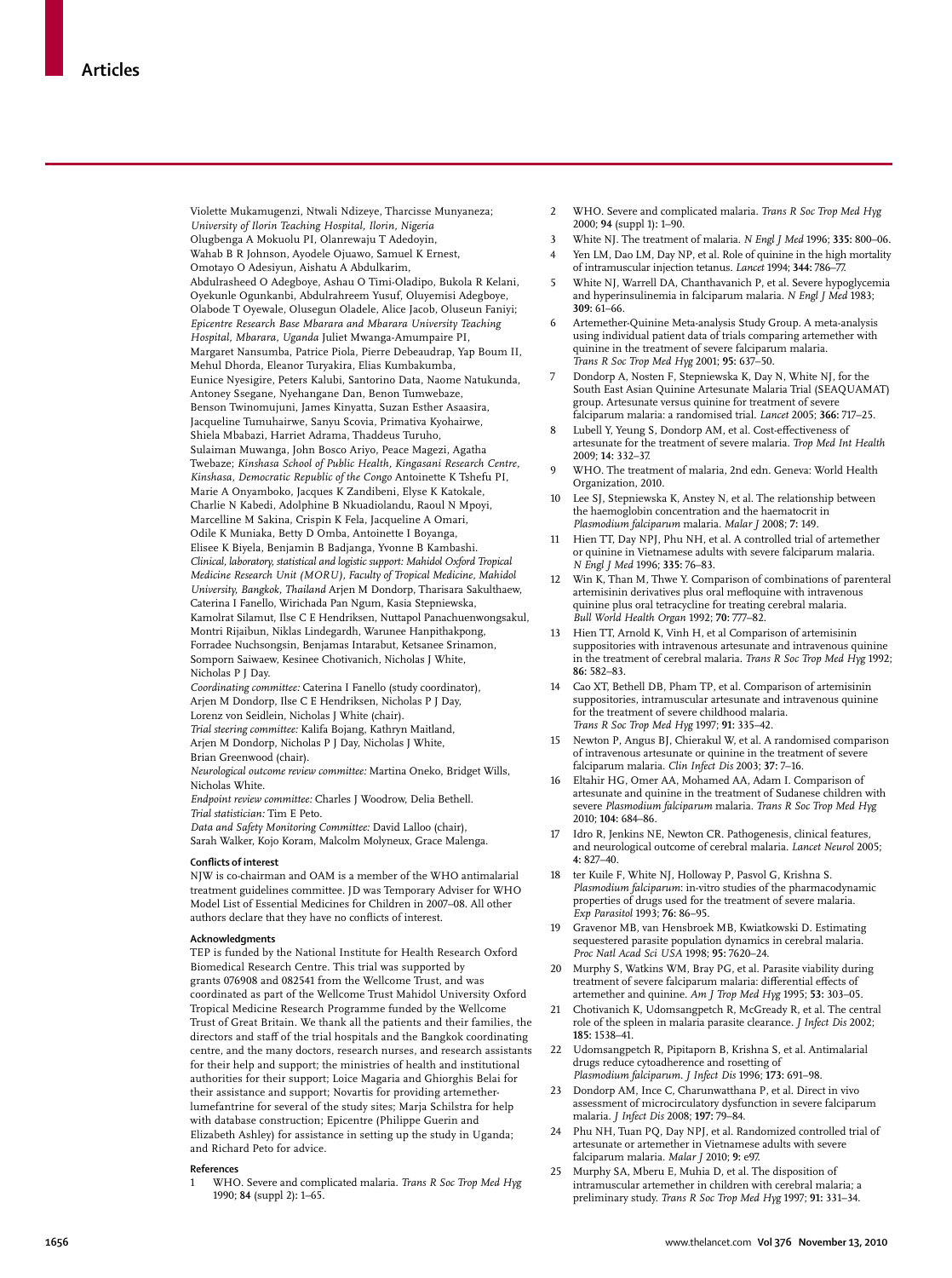Violette Mukamugenzi, Ntwali Ndizeye, Tharcisse Munyaneza; *University of Ilorin Teaching Hospital, Ilorin, Nigeria* Olugbenga A Mokuolu PI, Olanrewaju T Adedoyin, Wahab B R Johnson, Ayodele Ojuawo, Samuel K Ernest, Omotayo O Adesiyun, Aishatu A Abdulkarim, Abdulrasheed O Adegboye, Ashau O Timi-Oladipo, Bukola R Kelani, Oyekunle Ogunkanbi, Abdulrahreem Yusuf, Oluyemisi Adegboye, Olabode T Oyewale, Olusegun Oladele, Alice Jacob, Oluseun Faniyi; *Epicentre Research Base Mbarara and Mbarara University Teaching Hospital, Mbarara, Uganda* Juliet Mwanga-Amumpaire PI, Margaret Nansumba, Patrice Piola, Pierre Debeaudrap, Yap Boum II, Mehul Dhorda, Eleanor Turyakira, Elias Kumbakumba, Eunice Nyesigire, Peters Kalubi, Santorino Data, Naome Natukunda, Antoney Ssegane, Nyehangane Dan, Benon Tumwebaze, Benson Twinomujuni, James Kinyatta, Suzan Esther Asaasira, Jacqueline Tumuhairwe, Sanyu Scovia, Primativa Kyohairwe, Shiela Mbabazi, Harriet Adrama, Thaddeus Turuho, Sulaiman Muwanga, John Bosco Ariyo, Peace Magezi, Agatha Twebaze; *Kinshasa School of Public Health, Kingasani Research Centre, Kinshasa, Democratic Republic of the Congo* Antoinette K Tshefu PI, Marie A Onyamboko, Jacques K Zandibeni, Elyse K Katokale, Charlie N Kabedi, Adolphine B Nkuadiolandu, Raoul N Mpoyi, Marcelline M Sakina, Crispin K Fela, Jacqueline A Omari, Odile K Muniaka, Betty D Omba, Antoinette I Boyanga, Elisee K Biyela, Benjamin B Badjanga, Yvonne B Kambashi.

*Clinical, laboratory, statistical and logistic support: Mahidol Oxford Tropical Medicine Research Unit (MORU), Faculty of Tropical Medicine, Mahidol University, Bangkok, Thailand* Arjen M Dondorp, Tharisara Sakulthaew, Caterina I Fanello, Wirichada Pan Ngum, Kasia Stepniewska, Kamolrat Silamut, Ilse C E Hendriksen, Nuttapol Panachuenwongsakul, Montri Rijaibun, Niklas Lindegardh, Warunee Hanpithakpong, Forradee Nuchsongsin, Benjamas Intarabut, Ketsanee Srinamon, Somporn Saiwaew, Kesinee Chotivanich, Nicholas J White, Nicholas P J Day.

*Coordinating committee:* Caterina I Fanello (study coordinator), Arjen M Dondorp, Ilse C E Hendriksen, Nicholas P J Day, Lorenz von Seidlein, Nicholas J White (chair).

*Trial steering committee:* Kalifa Bojang, Kathryn Maitland, Arjen M Dondorp, Nicholas P J Day, Nicholas J White, Brian Greenwood (chair).

*Neurological outcome review committee:* Martina Oneko, Bridget Wills, Nicholas White.

*Endpoint review committee:* Charles J Woodrow, Delia Bethell.

*Trial statistician:* Tim E Peto.

*Data and Safety Monitoring Committee:* David Lalloo (chair), Sarah Walker, Kojo Koram, Malcolm Molyneux, Grace Malenga.

### Conflicts of interest

NJW is co-chairman and OAM is a member of the WHO antimalarial treatment guidelines committee. JD was Temporary Adviser for WHO Model List of Essential Medicines for Children in 2007–08. All other authors declare that they have no conflicts of interest.

### Acknowledgments

TEP is funded by the National Institute for Health Research Oxford Biomedical Research Centre. This trial was supported by grants 076908 and 082541 from the Wellcome Trust, and was coordinated as part of the Wellcome Trust Mahidol University Oxford Tropical Medicine Research Programme funded by the Wellcome Trust of Great Britain. We thank all the patients and their families, the directors and staff of the trial hospitals and the Bangkok coordinating centre, and the many doctors, research nurses, and research assistants for their help and support; the ministries of health and institutional authorities for their support; Loice Magaria and Ghiorghis Belai for their assistance and support; Novartis for providing artemether-lumefantrine for several of the study sites; Marja Schilstra for help with database construction; Epicentre (Philippe Guerin and Elizabeth Ashley) for assistance in setting up the study in Uganda; and Richard Peto for advice.

### References

1. WHO. Severe and complicated malaria. *Trans R Soc Trop Med Hyg* 1990; **84** (suppl 2): 1–65.
2. WHO. Severe and complicated malaria. *Trans R Soc Trop Med Hyg* 2000; **94** (suppl 1): 1–90.
3. White NJ. The treatment of malaria. *N Engl J Med* 1996; **335:** 800–06.
4. Yen LM, Dao LM, Day NP, et al. Role of quinine in the high mortality of intramuscular injection tetanus. *Lancet* 1994; **344:** 786–77.
5. White NJ, Warrell DA, Chanthavanich P, et al. Severe hypoglycemia and hyperinsulinemia in falciparum malaria. *N Engl J Med* 1983; **309:** 61–66.
6. Artemether-Quinine Meta-analysis Study Group. A meta-analysis using individual patient data of trials comparing artemether with quinine in the treatment of severe falciparum malaria. *Trans R Soc Trop Med Hyg* 2001; **95:** 637–50.
7. Dondorp A, Nosten F, Stepniewska K, Day N, White NJ, for the South East Asian Quinine Artesunate Malaria Trial (SEAQUAMAT) group. Artesunate versus quinine for treatment of severe falciparum malaria: a randomised trial. *Lancet* 2005; **366:** 717–25.
8. Lubell Y, Yeung S, Dondorp AM, et al. Cost-effectiveness of artesunate for the treatment of severe malaria. *Trop Med Int Health* 2009; **14:** 332–37.
9. WHO. The treatment of malaria, 2nd edn. Geneva: World Health Organization, 2010.
10. Lee SJ, Stepniewska K, Anstey N, et al. The relationship between the haemoglobin concentration and the haematocrit in *Plasmodium falciparum* malaria. *Malar J* 2008; **7:** 149.
11. Hien TT, Day NPJ, Phu NH, et al. A controlled trial of artemether or quinine in Vietnamese adults with severe falciparum malaria. *N Engl J Med* 1996; **335:** 76–83.
12. Win K, Than M, Thwe Y. Comparison of combinations of parenteral artemisinin derivatives plus oral mefloquine with intravenous quinine plus oral tetracycline for treating cerebral malaria. *Bull World Health Organ* 1992; **70:** 777–82.
13. Hien TT, Arnold K, Vinh H, et al Comparison of artemisinin suppositories with intravenous artesunate and intravenous quinine in the treatment of cerebral malaria. *Trans R Soc Trop Med Hyg* 1992; **86:** 582–83.
14. Cao XT, Bethell DB, Pham TP, et al. Comparison of artemisinin suppositories, intramuscular artesunate and intravenous quinine for the treatment of severe childhood malaria. *Trans R Soc Trop Med Hyg* 1997; **91:** 335–42.
15. Newton P, Angus BJ, Chierakul W, et al. A randomised comparison of intravenous artesunate or quinine in the treatment of severe falciparum malaria. *Clin Infect Dis* 2003; **37:** 7–16.
16. Eltahir HG, Omer AA, Mohamed AA, Adam I. Comparison of artesunate and quinine in the treatment of Sudanese children with severe *Plasmodium falciparum* malaria. *Trans R Soc Trop Med Hyg* 2010; **104:** 684–86.
17. Idro R, Jenkins NE, Newton CR. Pathogenesis, clinical features, and neurological outcome of cerebral malaria. *Lancet Neurol* 2005; **4:** 827–40.
18. ter Kuile F, White NJ, Holloway P, Pasvol G, Krishna S. *Plasmodium falciparum*: in-vitro studies of the pharmacodynamic properties of drugs used for the treatment of severe malaria. *Exp Parasitol* 1993; **76:** 86–95.
19. Gravenor MB, van Hensbroek MB, Kwiatkowski D. Estimating sequestered parasite population dynamics in cerebral malaria. *Proc Natl Acad Sci USA* 1998; **95:** 7620–24.
20. Murphy S, Watkins WM, Bray PG, et al. Parasite viability during treatment of severe falciparum malaria: differential effects of artemether and quinine. *Am J Trop Med Hyg* 1995; **53:** 303–05.
21. Chotivanich K, Udomsangpetch R, McGready R, et al. The central role of the spleen in malaria parasite clearance. *J Infect Dis* 2002; **185:** 1538–41.
22. Udomsangpetch R, Pipitaporn B, Krishna S, et al. Antimalarial drugs reduce cytoadherence and rosetting of *Plasmodium falciparum*. *J Infect Dis* 1996; **173:** 691–98.
23. Dondorp AM, Ince C, Charunwatthana P, et al. Direct in vivo assessment of microcirculatory dysfunction in severe falciparum malaria. *J Infect Dis* 2008; **197:** 79–84.
24. Phu NH, Tuan PQ, Day NPJ, et al. Randomized controlled trial of artesunate or artemether in Vietnamese adults with severe falciparum malaria. *Malar J* 2010; **9:** e97.
25. Murphy SA, Mberu E, Muhia D, et al. The disposition of intramuscular artemether in children with cerebral malaria; a preliminary study. *Trans R Soc Trop Med Hyg* 1997; **91:** 331–34.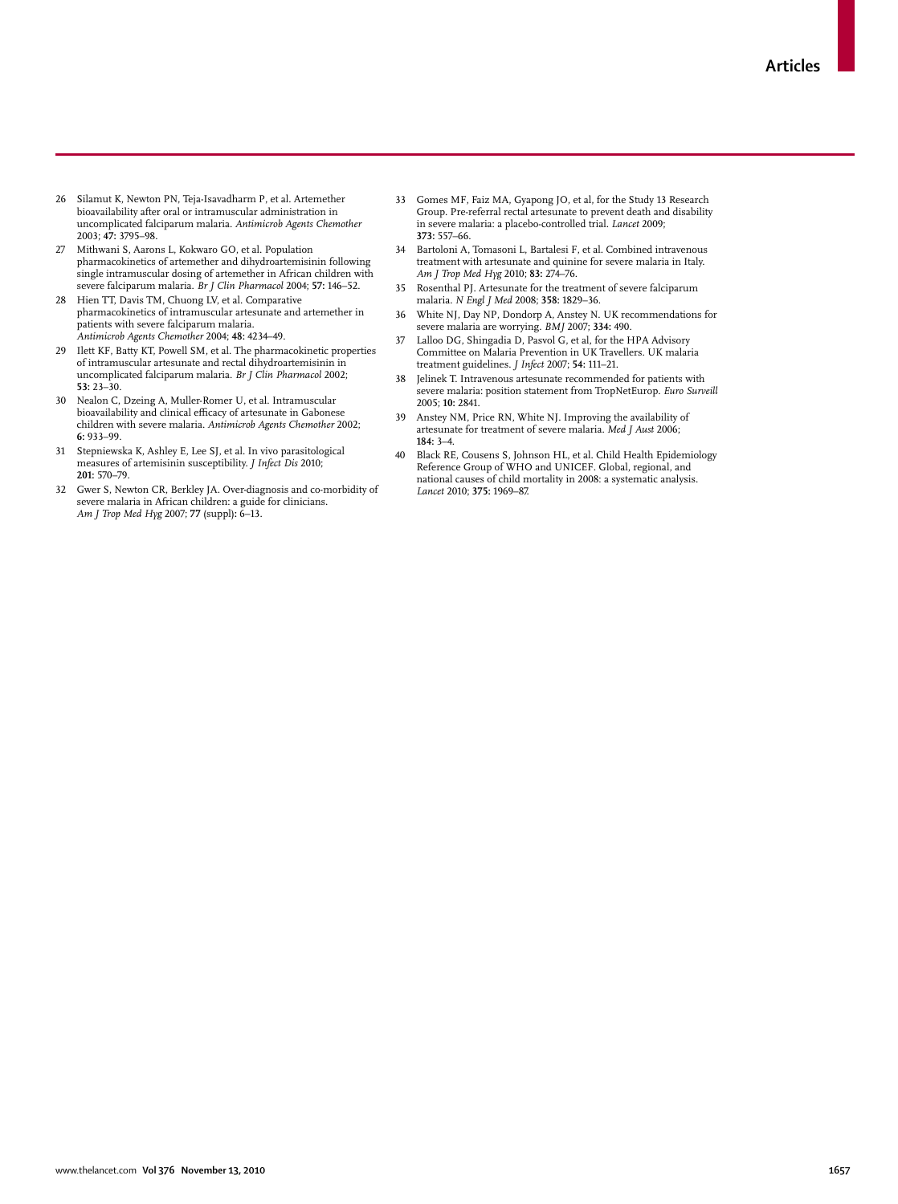26 Silamut K, Newton PN, Teja-Isavadharm P, et al. Artemether bioavailability after oral or intramuscular administration in uncomplicated falciparum malaria. *Antimicrob Agents Chemother* 2003; **47:** 3795–98.

27 Mithwani S, Aarons L, Kokwaro GO, et al. Population pharmacokinetics of artemether and dihydroartemisinin following single intramuscular dosing of artemether in African children with severe falciparum malaria. *Br J Clin Pharmacol* 2004; **57:** 146–52.

28 Hien TT, Davis TM, Chuong LV, et al. Comparative pharmacokinetics of intramuscular artesunate and artemether in patients with severe falciparum malaria. *Antimicrob Agents Chemother* 2004; **48:** 4234–49.

29 Ilett KF, Batty KT, Powell SM, et al. The pharmacokinetic properties of intramuscular artesunate and rectal dihydroartemisinin in uncomplicated falciparum malaria. *Br J Clin Pharmacol* 2002; **53:** 23–30.

30 Nealon C, Dzeing A, Muller-Romer U, et al. Intramuscular bioavailability and clinical efficacy of artesunate in Gabonese children with severe malaria. *Antimicrob Agents Chemother* 2002; **6:** 933–99.

31 Stepniewska K, Ashley E, Lee SJ, et al. In vivo parasitological measures of artemisinin susceptibility. *J Infect Dis* 2010; **201:** 570–79.

32 Gwer S, Newton CR, Berkley JA. Over-diagnosis and co-morbidity of severe malaria in African children: a guide for clinicians. *Am J Trop Med Hyg* 2007; **77** (suppl)**:** 6–13.

33 Gomes MF, Faiz MA, Gyapong JO, et al, for the Study 13 Research Group. Pre-referral rectal artesunate to prevent death and disability in severe malaria: a placebo-controlled trial. *Lancet* 2009; **373:** 557–66.

34 Bartoloni A, Tomasoni L, Bartalesi F, et al. Combined intravenous treatment with artesunate and quinine for severe malaria in Italy. *Am J Trop Med Hyg* 2010; **83:** 274–76.

35 Rosenthal PJ. Artesunate for the treatment of severe falciparum malaria. *N Engl J Med* 2008; **358:** 1829–36.

36 White NJ, Day NP, Dondorp A, Anstey N. UK recommendations for severe malaria are worrying. *BMJ* 2007; **334:** 490.

37 Lalloo DG, Shingadia D, Pasvol G, et al, for the HPA Advisory Committee on Malaria Prevention in UK Travellers. UK malaria treatment guidelines. *J Infect* 2007; **54:** 111–21.

38 Jelinek T. Intravenous artesunate recommended for patients with severe malaria: position statement from TropNetEurop. *Euro Surveill* 2005; **10:** 2841.

39 Anstey NM, Price RN, White NJ. Improving the availability of artesunate for treatment of severe malaria. *Med J Aust* 2006; **184:** 3–4.

40 Black RE, Cousens S, Johnson HL, et al. Child Health Epidemiology Reference Group of WHO and UNICEF. Global, regional, and national causes of child mortality in 2008: a systematic analysis. *Lancet* 2010; **375:** 1969–87.